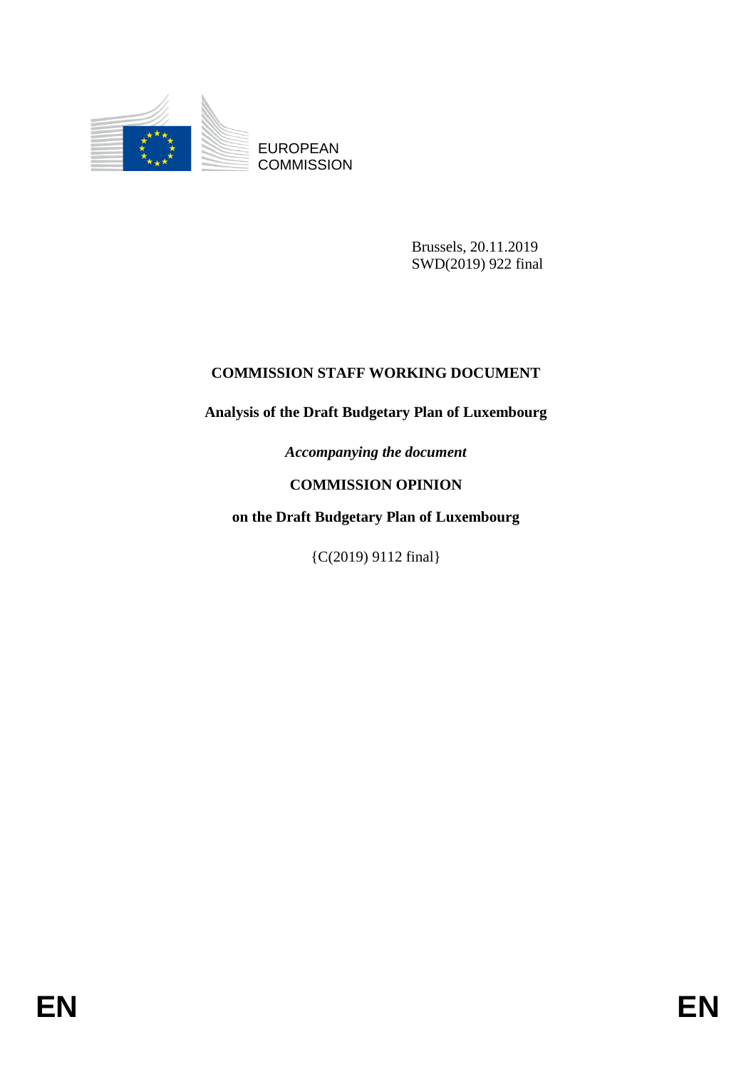EUROPEAN
COMMISSION

Brussels, 20.11.2019
SWD(2019) 922 final

**COMMISSION STAFF WORKING DOCUMENT**

**Analysis of the Draft Budgetary Plan of Luxembourg**

***Accompanying the document***

**COMMISSION OPINION**

**on the Draft Budgetary Plan of Luxembourg**

{C(2019) 9112 final}

EN EN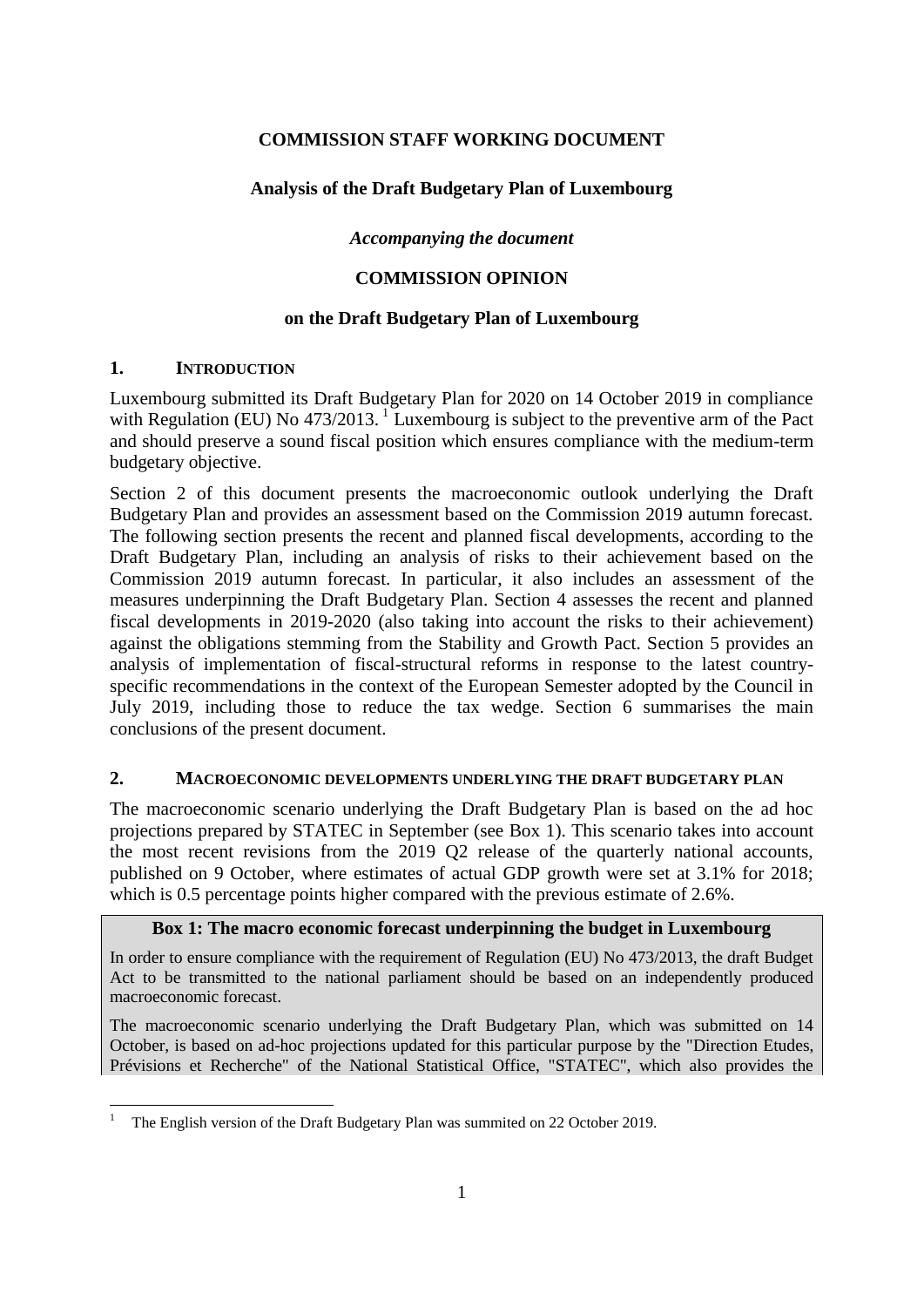**COMMISSION STAFF WORKING DOCUMENT**

**Analysis of the Draft Budgetary Plan of Luxembourg**

***Accompanying the document***

**COMMISSION OPINION**

**on the Draft Budgetary Plan of Luxembourg**

## 1. INTRODUCTION

Luxembourg submitted its Draft Budgetary Plan for 2020 on 14 October 2019 in compliance with Regulation (EU) No 473/2013.[1] Luxembourg is subject to the preventive arm of the Pact and should preserve a sound fiscal position which ensures compliance with the medium-term budgetary objective.

Section 2 of this document presents the macroeconomic outlook underlying the Draft Budgetary Plan and provides an assessment based on the Commission 2019 autumn forecast. The following section presents the recent and planned fiscal developments, according to the Draft Budgetary Plan, including an analysis of risks to their achievement based on the Commission 2019 autumn forecast. In particular, it also includes an assessment of the measures underpinning the Draft Budgetary Plan. Section 4 assesses the recent and planned fiscal developments in 2019-2020 (also taking into account the risks to their achievement) against the obligations stemming from the Stability and Growth Pact. Section 5 provides an analysis of implementation of fiscal-structural reforms in response to the latest country-specific recommendations in the context of the European Semester adopted by the Council in July 2019, including those to reduce the tax wedge. Section 6 summarises the main conclusions of the present document.

## 2. MACROECONOMIC DEVELOPMENTS UNDERLYING THE DRAFT BUDGETARY PLAN

The macroeconomic scenario underlying the Draft Budgetary Plan is based on the ad hoc projections prepared by STATEC in September (see Box 1). This scenario takes into account the most recent revisions from the 2019 Q2 release of the quarterly national accounts, published on 9 October, where estimates of actual GDP growth were set at 3.1% for 2018; which is 0.5 percentage points higher compared with the previous estimate of 2.6%.

**Box 1: The macro economic forecast underpinning the budget in Luxembourg**

In order to ensure compliance with the requirement of Regulation (EU) No 473/2013, the draft Budget Act to be transmitted to the national parliament should be based on an independently produced macroeconomic forecast.

The macroeconomic scenario underlying the Draft Budgetary Plan, which was submitted on 14 October, is based on ad-hoc projections updated for this particular purpose by the "Direction Etudes, Prévisions et Recherche" of the National Statistical Office, "STATEC", which also provides the

[1] The English version of the Draft Budgetary Plan was summited on 22 October 2019.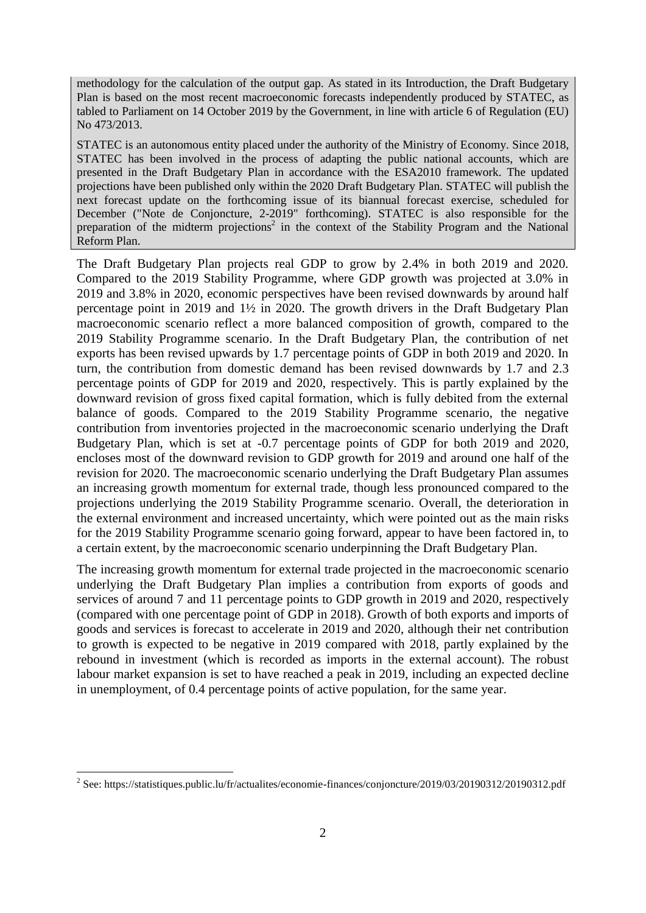methodology for the calculation of the output gap. As stated in its Introduction, the Draft Budgetary Plan is based on the most recent macroeconomic forecasts independently produced by STATEC, as tabled to Parliament on 14 October 2019 by the Government, in line with article 6 of Regulation (EU) No 473/2013.

STATEC is an autonomous entity placed under the authority of the Ministry of Economy. Since 2018, STATEC has been involved in the process of adapting the public national accounts, which are presented in the Draft Budgetary Plan in accordance with the ESA2010 framework. The updated projections have been published only within the 2020 Draft Budgetary Plan. STATEC will publish the next forecast update on the forthcoming issue of its biannual forecast exercise, scheduled for December ("Note de Conjoncture, 2-2019" forthcoming). STATEC is also responsible for the preparation of the midterm projections[2] in the context of the Stability Program and the National Reform Plan.

The Draft Budgetary Plan projects real GDP to grow by 2.4% in both 2019 and 2020. Compared to the 2019 Stability Programme, where GDP growth was projected at 3.0% in 2019 and 3.8% in 2020, economic perspectives have been revised downwards by around half percentage point in 2019 and 1½ in 2020. The growth drivers in the Draft Budgetary Plan macroeconomic scenario reflect a more balanced composition of growth, compared to the 2019 Stability Programme scenario. In the Draft Budgetary Plan, the contribution of net exports has been revised upwards by 1.7 percentage points of GDP in both 2019 and 2020. In turn, the contribution from domestic demand has been revised downwards by 1.7 and 2.3 percentage points of GDP for 2019 and 2020, respectively. This is partly explained by the downward revision of gross fixed capital formation, which is fully debited from the external balance of goods. Compared to the 2019 Stability Programme scenario, the negative contribution from inventories projected in the macroeconomic scenario underlying the Draft Budgetary Plan, which is set at -0.7 percentage points of GDP for both 2019 and 2020, encloses most of the downward revision to GDP growth for 2019 and around one half of the revision for 2020. The macroeconomic scenario underlying the Draft Budgetary Plan assumes an increasing growth momentum for external trade, though less pronounced compared to the projections underlying the 2019 Stability Programme scenario. Overall, the deterioration in the external environment and increased uncertainty, which were pointed out as the main risks for the 2019 Stability Programme scenario going forward, appear to have been factored in, to a certain extent, by the macroeconomic scenario underpinning the Draft Budgetary Plan.

The increasing growth momentum for external trade projected in the macroeconomic scenario underlying the Draft Budgetary Plan implies a contribution from exports of goods and services of around 7 and 11 percentage points to GDP growth in 2019 and 2020, respectively (compared with one percentage point of GDP in 2018). Growth of both exports and imports of goods and services is forecast to accelerate in 2019 and 2020, although their net contribution to growth is expected to be negative in 2019 compared with 2018, partly explained by the rebound in investment (which is recorded as imports in the external account). The robust labour market expansion is set to have reached a peak in 2019, including an expected decline in unemployment, of 0.4 percentage points of active population, for the same year.

[2] See: https://statistiques.public.lu/fr/actualites/economie-finances/conjoncture/2019/03/20190312/20190312.pdf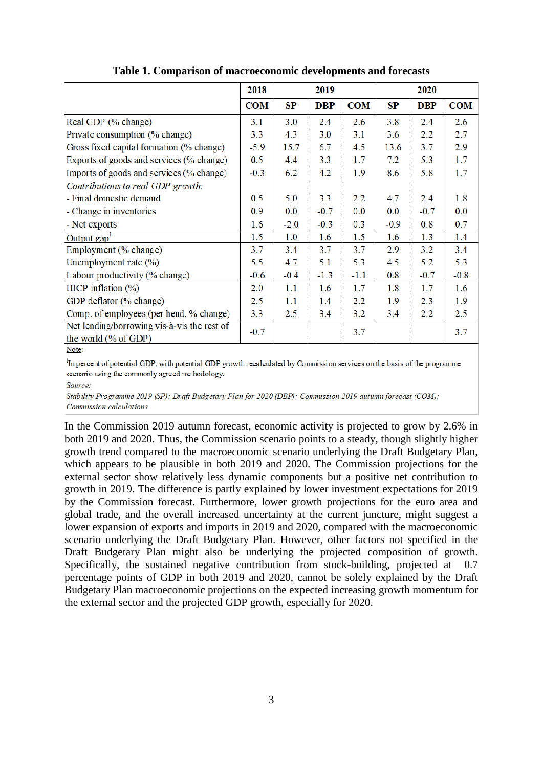**Table 1. Comparison of macroeconomic developments and forecasts**

| | 2018 | 2019 | | | 2020 | | |
|---|---|---|---|---|---|---|---|
| | COM | SP | DBP | COM | SP | DBP | COM |
| Real GDP (% change) | 3.1 | 3.0 | 2.4 | 2.6 | 3.8 | 2.4 | 2.6 |
| Private consumption (% change) | 3.3 | 4.3 | 3.0 | 3.1 | 3.6 | 2.2 | 2.7 |
| Gross fixed capital formation (% change) | -5.9 | 15.7 | 6.7 | 4.5 | 13.6 | 3.7 | 2.9 |
| Exports of goods and services (% change) | 0.5 | 4.4 | 3.3 | 1.7 | 7.2 | 5.3 | 1.7 |
| Imports of goods and services (% change) | -0.3 | 6.2 | 4.2 | 1.9 | 8.6 | 5.8 | 1.7 |
| *Contributions to real GDP growth:* | | | | | | | |
| - Final domestic demand | 0.5 | 5.0 | 3.3 | 2.2 | 4.7 | 2.4 | 1.8 |
| - Change in inventories | 0.9 | 0.0 | -0.7 | 0.0 | 0.0 | -0.7 | 0.0 |
| - Net exports | 1.6 | -2.0 | -0.3 | 0.3 | -0.9 | 0.8 | 0.7 |
| Output gap[1] | 1.5 | 1.0 | 1.6 | 1.5 | 1.6 | 1.3 | 1.4 |
| Employment (% change) | 3.7 | 3.4 | 3.7 | 3.7 | 2.9 | 3.2 | 3.4 |
| Unemployment rate (%) | 5.5 | 4.7 | 5.1 | 5.3 | 4.5 | 5.2 | 5.3 |
| Labour productivity (% change) | -0.6 | -0.4 | -1.3 | -1.1 | 0.8 | -0.7 | -0.8 |
| HICP inflation (%) | 2.0 | 1.1 | 1.6 | 1.7 | 1.8 | 1.7 | 1.6 |
| GDP deflator (% change) | 2.5 | 1.1 | 1.4 | 2.2 | 1.9 | 2.3 | 1.9 |
| Comp. of employees (per head, % change) | 3.3 | 2.5 | 3.4 | 3.2 | 3.4 | 2.2 | 2.5 |
| Net lending/borrowing vis-à-vis the rest of the world (% of GDP) | -0.7 | | | 3.7 | | | 3.7 |

Note:

[1]In percent of potential GDP, with potential GDP growth recalculated by Commission services on the basis of the programme scenario using the commonly agreed methodology.

*Source:*

*Stability Programme 2019 (SP); Draft Budgetary Plan for 2020 (DBP); Commission 2019 autumn forecast (COM); Commission calculations*

In the Commission 2019 autumn forecast, economic activity is projected to grow by 2.6% in both 2019 and 2020. Thus, the Commission scenario points to a steady, though slightly higher growth trend compared to the macroeconomic scenario underlying the Draft Budgetary Plan, which appears to be plausible in both 2019 and 2020. The Commission projections for the external sector show relatively less dynamic components but a positive net contribution to growth in 2019. The difference is partly explained by lower investment expectations for 2019 by the Commission forecast. Furthermore, lower growth projections for the euro area and global trade, and the overall increased uncertainty at the current juncture, might suggest a lower expansion of exports and imports in 2019 and 2020, compared with the macroeconomic scenario underlying the Draft Budgetary Plan. However, other factors not specified in the Draft Budgetary Plan might also be underlying the projected composition of growth. Specifically, the sustained negative contribution from stock-building, projected at 0.7 percentage points of GDP in both 2019 and 2020, cannot be solely explained by the Draft Budgetary Plan macroeconomic projections on the expected increasing growth momentum for the external sector and the projected GDP growth, especially for 2020.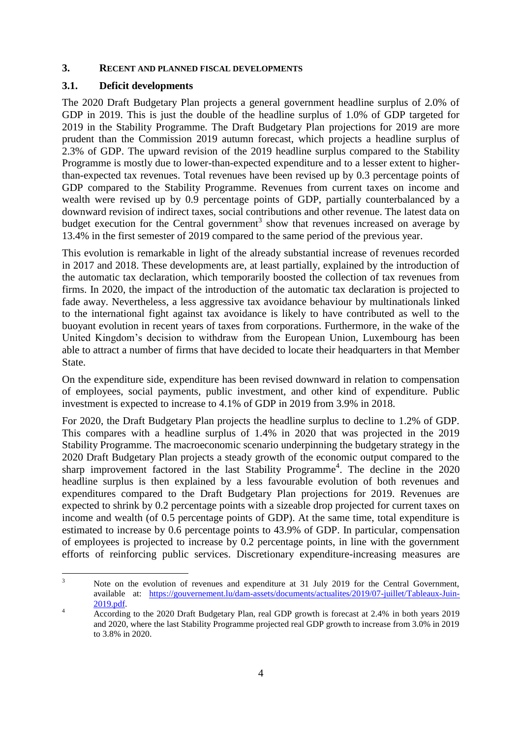## 3. RECENT AND PLANNED FISCAL DEVELOPMENTS

### 3.1. Deficit developments

The 2020 Draft Budgetary Plan projects a general government headline surplus of 2.0% of GDP in 2019. This is just the double of the headline surplus of 1.0% of GDP targeted for 2019 in the Stability Programme. The Draft Budgetary Plan projections for 2019 are more prudent than the Commission 2019 autumn forecast, which projects a headline surplus of 2.3% of GDP. The upward revision of the 2019 headline surplus compared to the Stability Programme is mostly due to lower-than-expected expenditure and to a lesser extent to higher-than-expected tax revenues. Total revenues have been revised up by 0.3 percentage points of GDP compared to the Stability Programme. Revenues from current taxes on income and wealth were revised up by 0.9 percentage points of GDP, partially counterbalanced by a downward revision of indirect taxes, social contributions and other revenue. The latest data on budget execution for the Central government[3] show that revenues increased on average by 13.4% in the first semester of 2019 compared to the same period of the previous year.

This evolution is remarkable in light of the already substantial increase of revenues recorded in 2017 and 2018. These developments are, at least partially, explained by the introduction of the automatic tax declaration, which temporarily boosted the collection of tax revenues from firms. In 2020, the impact of the introduction of the automatic tax declaration is projected to fade away. Nevertheless, a less aggressive tax avoidance behaviour by multinationals linked to the international fight against tax avoidance is likely to have contributed as well to the buoyant evolution in recent years of taxes from corporations. Furthermore, in the wake of the United Kingdom's decision to withdraw from the European Union, Luxembourg has been able to attract a number of firms that have decided to locate their headquarters in that Member State.

On the expenditure side, expenditure has been revised downward in relation to compensation of employees, social payments, public investment, and other kind of expenditure. Public investment is expected to increase to 4.1% of GDP in 2019 from 3.9% in 2018.

For 2020, the Draft Budgetary Plan projects the headline surplus to decline to 1.2% of GDP. This compares with a headline surplus of 1.4% in 2020 that was projected in the 2019 Stability Programme. The macroeconomic scenario underpinning the budgetary strategy in the 2020 Draft Budgetary Plan projects a steady growth of the economic output compared to the sharp improvement factored in the last Stability Programme[4]. The decline in the 2020 headline surplus is then explained by a less favourable evolution of both revenues and expenditures compared to the Draft Budgetary Plan projections for 2019. Revenues are expected to shrink by 0.2 percentage points with a sizeable drop projected for current taxes on income and wealth (of 0.5 percentage points of GDP). At the same time, total expenditure is estimated to increase by 0.6 percentage points to 43.9% of GDP. In particular, compensation of employees is projected to increase by 0.2 percentage points, in line with the government efforts of reinforcing public services. Discretionary expenditure-increasing measures are

---

[3] Note on the evolution of revenues and expenditure at 31 July 2019 for the Central Government, available at: https://gouvernement.lu/dam-assets/documents/actualites/2019/07-juillet/Tableaux-Juin-2019.pdf.

[4] According to the 2020 Draft Budgetary Plan, real GDP growth is forecast at 2.4% in both years 2019 and 2020, where the last Stability Programme projected real GDP growth to increase from 3.0% in 2019 to 3.8% in 2020.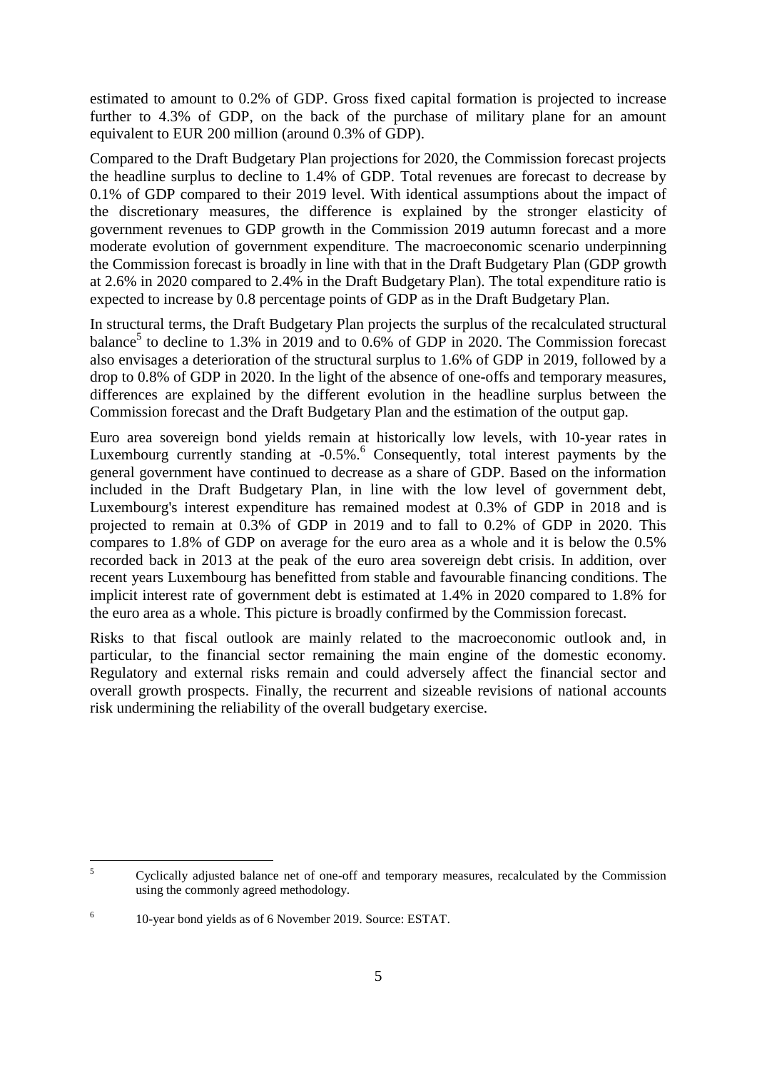estimated to amount to 0.2% of GDP. Gross fixed capital formation is projected to increase further to 4.3% of GDP, on the back of the purchase of military plane for an amount equivalent to EUR 200 million (around 0.3% of GDP).

Compared to the Draft Budgetary Plan projections for 2020, the Commission forecast projects the headline surplus to decline to 1.4% of GDP. Total revenues are forecast to decrease by 0.1% of GDP compared to their 2019 level. With identical assumptions about the impact of the discretionary measures, the difference is explained by the stronger elasticity of government revenues to GDP growth in the Commission 2019 autumn forecast and a more moderate evolution of government expenditure. The macroeconomic scenario underpinning the Commission forecast is broadly in line with that in the Draft Budgetary Plan (GDP growth at 2.6% in 2020 compared to 2.4% in the Draft Budgetary Plan). The total expenditure ratio is expected to increase by 0.8 percentage points of GDP as in the Draft Budgetary Plan.

In structural terms, the Draft Budgetary Plan projects the surplus of the recalculated structural balance[5] to decline to 1.3% in 2019 and to 0.6% of GDP in 2020. The Commission forecast also envisages a deterioration of the structural surplus to 1.6% of GDP in 2019, followed by a drop to 0.8% of GDP in 2020. In the light of the absence of one-offs and temporary measures, differences are explained by the different evolution in the headline surplus between the Commission forecast and the Draft Budgetary Plan and the estimation of the output gap.

Euro area sovereign bond yields remain at historically low levels, with 10-year rates in Luxembourg currently standing at -0.5%.[6] Consequently, total interest payments by the general government have continued to decrease as a share of GDP. Based on the information included in the Draft Budgetary Plan, in line with the low level of government debt, Luxembourg's interest expenditure has remained modest at 0.3% of GDP in 2018 and is projected to remain at 0.3% of GDP in 2019 and to fall to 0.2% of GDP in 2020. This compares to 1.8% of GDP on average for the euro area as a whole and it is below the 0.5% recorded back in 2013 at the peak of the euro area sovereign debt crisis. In addition, over recent years Luxembourg has benefitted from stable and favourable financing conditions. The implicit interest rate of government debt is estimated at 1.4% in 2020 compared to 1.8% for the euro area as a whole. This picture is broadly confirmed by the Commission forecast.

Risks to that fiscal outlook are mainly related to the macroeconomic outlook and, in particular, to the financial sector remaining the main engine of the domestic economy. Regulatory and external risks remain and could adversely affect the financial sector and overall growth prospects. Finally, the recurrent and sizeable revisions of national accounts risk undermining the reliability of the overall budgetary exercise.

[5] Cyclically adjusted balance net of one-off and temporary measures, recalculated by the Commission using the commonly agreed methodology.

[6] 10-year bond yields as of 6 November 2019. Source: ESTAT.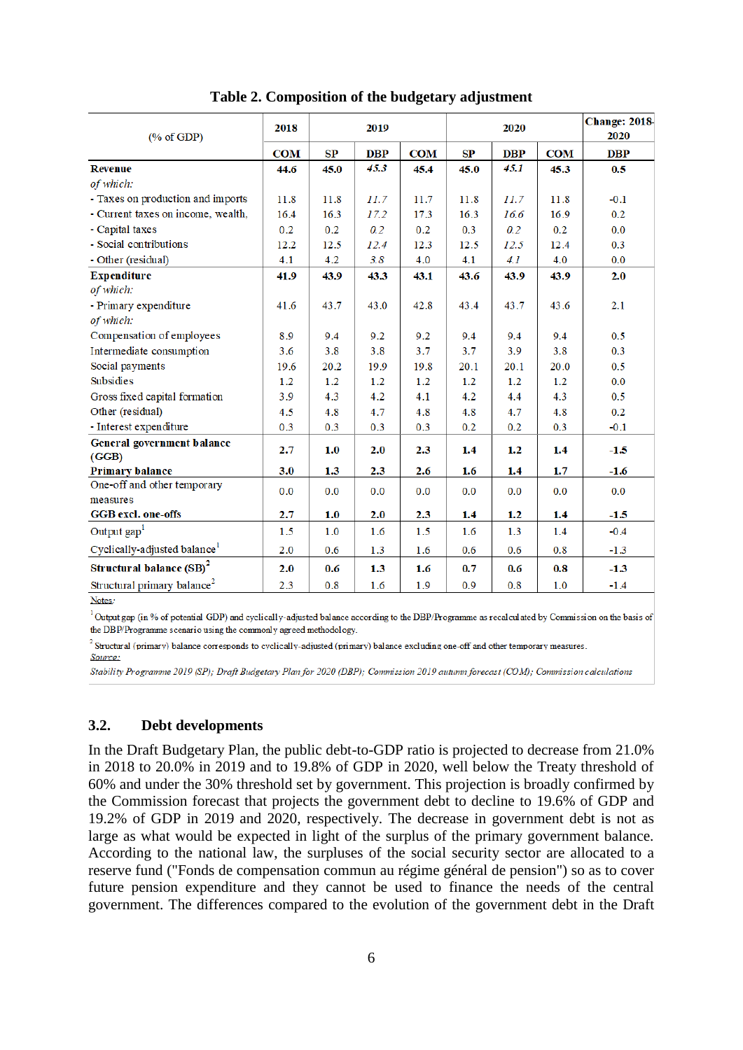**Table 2. Composition of the budgetary adjustment**

| (% of GDP) | 2018 | 2019 | | | 2020 | | | Change: 2018-2020 |
|---|---|---|---|---|---|---|---|---|
| | **COM** | **SP** | **DBP** | **COM** | **SP** | **DBP** | **COM** | **DBP** |
| **Revenue** | **44.6** | **45.0** | *45.3* | **45.4** | **45.0** | *45.1* | **45.3** | **0.5** |
| *of which:* | | | | | | | | |
| - Taxes on production and imports | 11.8 | 11.8 | *11.7* | 11.7 | 11.8 | *11.7* | 11.8 | -0.1 |
| - Current taxes on income, wealth, | 16.4 | 16.3 | *17.2* | 17.3 | 16.3 | *16.6* | 16.9 | 0.2 |
| - Capital taxes | 0.2 | 0.2 | *0.2* | 0.2 | 0.3 | *0.2* | 0.2 | 0.0 |
| - Social contributions | 12.2 | 12.5 | *12.4* | 12.3 | 12.5 | *12.5* | 12.4 | 0.3 |
| - Other (residual) | 4.1 | 4.2 | *3.8* | 4.0 | 4.1 | *4.1* | 4.0 | 0.0 |
| **Expenditure** | **41.9** | **43.9** | **43.3** | **43.1** | **43.6** | **43.9** | **43.9** | **2.0** |
| *of which:* | | | | | | | | |
| - Primary expenditure | 41.6 | 43.7 | 43.0 | 42.8 | 43.4 | 43.7 | 43.6 | 2.1 |
| *of which:* | | | | | | | | |
| Compensation of employees | 8.9 | 9.4 | 9.2 | 9.2 | 9.4 | 9.4 | 9.4 | 0.5 |
| Intermediate consumption | 3.6 | 3.8 | 3.8 | 3.7 | 3.7 | 3.9 | 3.8 | 0.3 |
| Social payments | 19.6 | 20.2 | 19.9 | 19.8 | 20.1 | 20.1 | 20.0 | 0.5 |
| Subsidies | 1.2 | 1.2 | 1.2 | 1.2 | 1.2 | 1.2 | 1.2 | 0.0 |
| Gross fixed capital formation | 3.9 | 4.3 | 4.2 | 4.1 | 4.2 | 4.4 | 4.3 | 0.5 |
| Other (residual) | 4.5 | 4.8 | 4.7 | 4.8 | 4.8 | 4.7 | 4.8 | 0.2 |
| - Interest expenditure | 0.3 | 0.3 | 0.3 | 0.3 | 0.2 | 0.2 | 0.3 | -0.1 |
| **General government balance (GGB)** | **2.7** | **1.0** | **2.0** | **2.3** | **1.4** | **1.2** | **1.4** | **-1.5** |
| **Primary balance** | **3.0** | **1.3** | **2.3** | **2.6** | **1.6** | **1.4** | **1.7** | **-1.6** |
| One-off and other temporary measures | 0.0 | 0.0 | 0.0 | 0.0 | 0.0 | 0.0 | 0.0 | 0.0 |
| **GGB excl. one-offs** | **2.7** | **1.0** | **2.0** | **2.3** | **1.4** | **1.2** | **1.4** | **-1.5** |
| Output gap[1] | 1.5 | 1.0 | 1.6 | 1.5 | 1.6 | 1.3 | 1.4 | -0.4 |
| Cyclically-adjusted balance[1] | 2.0 | 0.6 | 1.3 | 1.6 | 0.6 | 0.6 | 0.8 | -1.3 |
| **Structural balance (SB)[2]** | **2.0** | **0.6** | **1.3** | **1.6** | **0.7** | **0.6** | **0.8** | **-1.3** |
| Structural primary balance[2] | 2.3 | 0.8 | 1.6 | 1.9 | 0.9 | 0.8 | 1.0 | -1.4 |

Notes:

[1] Output gap (in % of potential GDP) and cyclically-adjusted balance according to the DBP/Programme as recalculated by Commission on the basis of the DBP/Programme scenario using the commonly agreed methodology.

[2] Structural (primary) balance corresponds to cyclically-adjusted (primary) balance excluding one-off and other temporary measures.

Source:

*Stability Programme 2019 (SP); Draft Budgetary Plan for 2020 (DBP); Commission 2019 autumn forecast (COM); Commission calculations*

### 3.2. Debt developments

In the Draft Budgetary Plan, the public debt-to-GDP ratio is projected to decrease from 21.0% in 2018 to 20.0% in 2019 and to 19.8% of GDP in 2020, well below the Treaty threshold of 60% and under the 30% threshold set by government. This projection is broadly confirmed by the Commission forecast that projects the government debt to decline to 19.6% of GDP and 19.2% of GDP in 2019 and 2020, respectively. The decrease in government debt is not as large as what would be expected in light of the surplus of the primary government balance. According to the national law, the surpluses of the social security sector are allocated to a reserve fund ("Fonds de compensation commun au régime général de pension") so as to cover future pension expenditure and they cannot be used to finance the needs of the central government. The differences compared to the evolution of the government debt in the Draft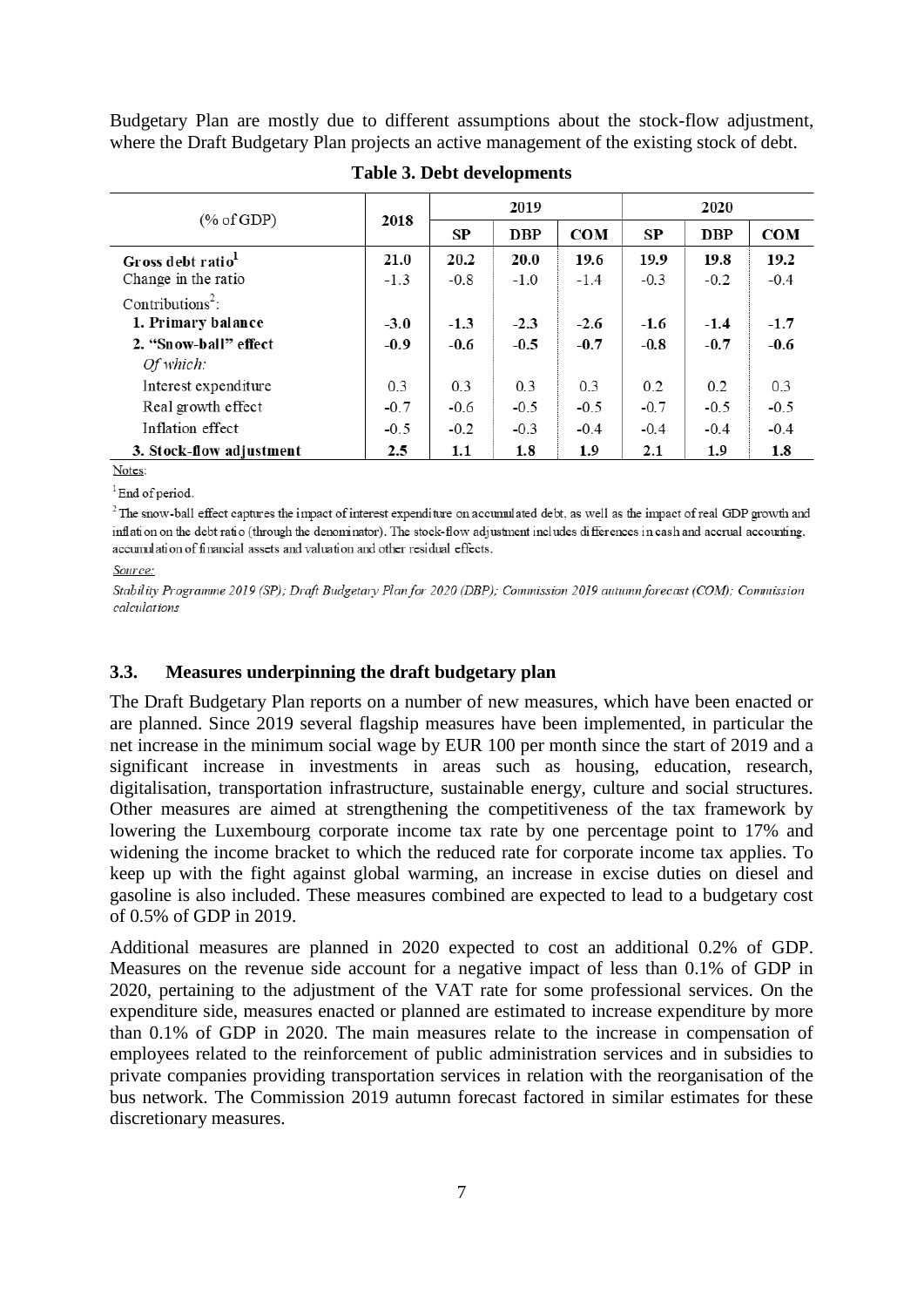Budgetary Plan are mostly due to different assumptions about the stock-flow adjustment, where the Draft Budgetary Plan projects an active management of the existing stock of debt.

**Table 3. Debt developments**

| (% of GDP) | 2018 | 2019 | | | 2020 | | |
|---|---|---|---|---|---|---|---|
| | | SP | DBP | COM | SP | DBP | COM |
| **Gross debt ratio**[1] | **21.0** | **20.2** | **20.0** | **19.6** | **19.9** | **19.8** | **19.2** |
| Change in the ratio | -1.3 | -0.8 | -1.0 | -1.4 | -0.3 | -0.2 | -0.4 |
| Contributions[2]: | | | | | | | |
| **1. Primary balance** | **-3.0** | **-1.3** | **-2.3** | **-2.6** | **-1.6** | **-1.4** | **-1.7** |
| **2. "Snow-ball" effect** | **-0.9** | **-0.6** | **-0.5** | **-0.7** | **-0.8** | **-0.7** | **-0.6** |
| *Of which:* | | | | | | | |
| Interest expenditure | 0.3 | 0.3 | 0.3 | 0.3 | 0.2 | 0.2 | 0.3 |
| Real growth effect | -0.7 | -0.6 | -0.5 | -0.5 | -0.7 | -0.5 | -0.5 |
| Inflation effect | -0.5 | -0.2 | -0.3 | -0.4 | -0.4 | -0.4 | -0.4 |
| **3. Stock-flow adjustment** | **2.5** | **1.1** | **1.8** | **1.9** | **2.1** | **1.9** | **1.8** |

Notes:

[1] End of period.

[2] The snow-ball effect captures the impact of interest expenditure on accumulated debt, as well as the impact of real GDP growth and inflation on the debt ratio (through the denominator). The stock-flow adjustment includes differences in cash and accrual accounting, accumulation of financial assets and valuation and other residual effects.

*Source:*

*Stability Programme 2019 (SP); Draft Budgetary Plan for 2020 (DBP); Commission 2019 autumn forecast (COM); Commission calculations*

### 3.3. Measures underpinning the draft budgetary plan

The Draft Budgetary Plan reports on a number of new measures, which have been enacted or are planned. Since 2019 several flagship measures have been implemented, in particular the net increase in the minimum social wage by EUR 100 per month since the start of 2019 and a significant increase in investments in areas such as housing, education, research, digitalisation, transportation infrastructure, sustainable energy, culture and social structures. Other measures are aimed at strengthening the competitiveness of the tax framework by lowering the Luxembourg corporate income tax rate by one percentage point to 17% and widening the income bracket to which the reduced rate for corporate income tax applies. To keep up with the fight against global warming, an increase in excise duties on diesel and gasoline is also included. These measures combined are expected to lead to a budgetary cost of 0.5% of GDP in 2019.

Additional measures are planned in 2020 expected to cost an additional 0.2% of GDP. Measures on the revenue side account for a negative impact of less than 0.1% of GDP in 2020, pertaining to the adjustment of the VAT rate for some professional services. On the expenditure side, measures enacted or planned are estimated to increase expenditure by more than 0.1% of GDP in 2020. The main measures relate to the increase in compensation of employees related to the reinforcement of public administration services and in subsidies to private companies providing transportation services in relation with the reorganisation of the bus network. The Commission 2019 autumn forecast factored in similar estimates for these discretionary measures.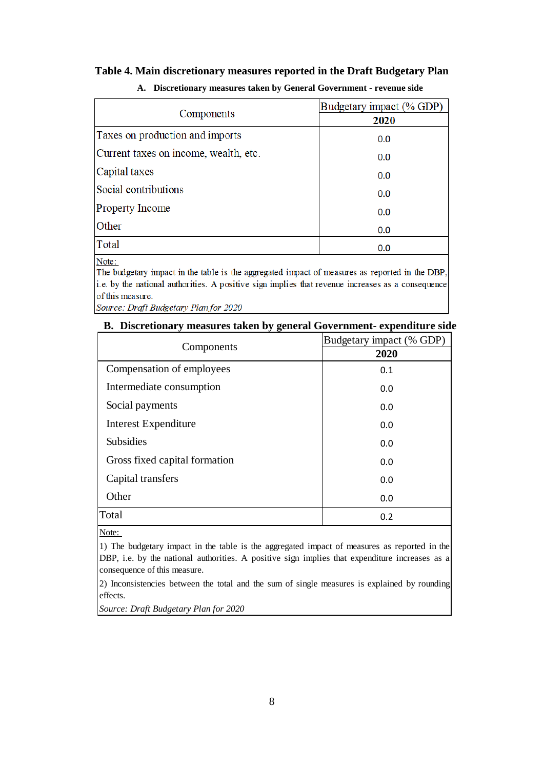## Table 4. Main discretionary measures reported in the Draft Budgetary Plan

### A. Discretionary measures taken by General Government - revenue side

| Components | Budgetary impact (% GDP) |
|---|---|
| | **2020** |
| Taxes on production and imports | 0.0 |
| Current taxes on income, wealth, etc. | 0.0 |
| Capital taxes | 0.0 |
| Social contributions | 0.0 |
| Property Income | 0.0 |
| Other | 0.0 |
| Total | 0.0 |

Note:
The budgetary impact in the table is the aggregated impact of measures as reported in the DBP, i.e. by the national authorities. A positive sign implies that revenue increases as a consequence of this measure.
*Source: Draft Budgetary Plan for 2020*

### B. Discretionary measures taken by general Government- expenditure side

| Components | Budgetary impact (% GDP) |
|---|---|
| | **2020** |
| Compensation of employees | 0.1 |
| Intermediate consumption | 0.0 |
| Social payments | 0.0 |
| Interest Expenditure | 0.0 |
| Subsidies | 0.0 |
| Gross fixed capital formation | 0.0 |
| Capital transfers | 0.0 |
| Other | 0.0 |
| Total | 0.2 |

Note:
1) The budgetary impact in the table is the aggregated impact of measures as reported in the DBP, i.e. by the national authorities. A positive sign implies that expenditure increases as a consequence of this measure.
2) Inconsistencies between the total and the sum of single measures is explained by rounding effects.
*Source: Draft Budgetary Plan for 2020*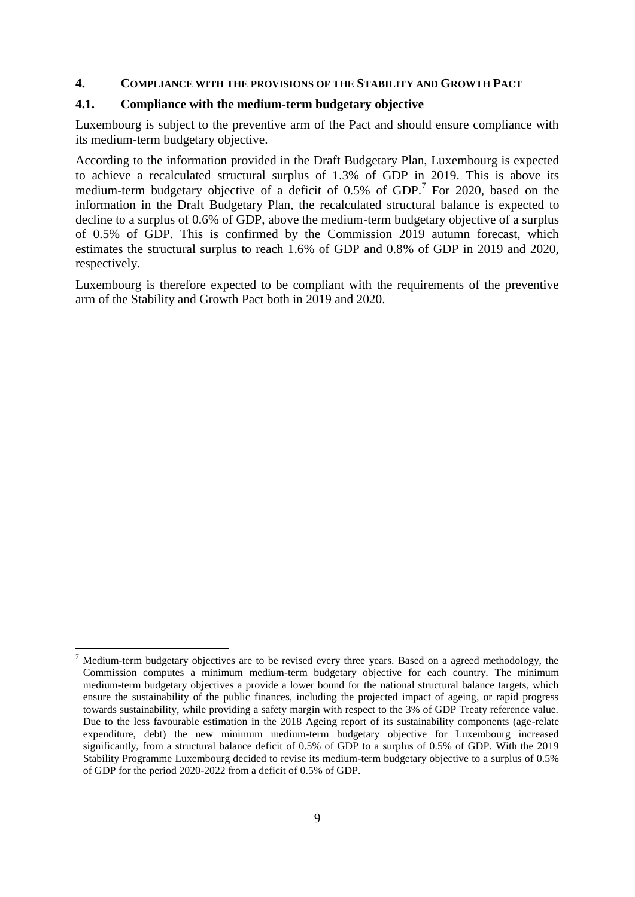## 4. COMPLIANCE WITH THE PROVISIONS OF THE STABILITY AND GROWTH PACT

### 4.1. Compliance with the medium-term budgetary objective

Luxembourg is subject to the preventive arm of the Pact and should ensure compliance with its medium-term budgetary objective.

According to the information provided in the Draft Budgetary Plan, Luxembourg is expected to achieve a recalculated structural surplus of 1.3% of GDP in 2019. This is above its medium-term budgetary objective of a deficit of 0.5% of GDP.[7] For 2020, based on the information in the Draft Budgetary Plan, the recalculated structural balance is expected to decline to a surplus of 0.6% of GDP, above the medium-term budgetary objective of a surplus of 0.5% of GDP. This is confirmed by the Commission 2019 autumn forecast, which estimates the structural surplus to reach 1.6% of GDP and 0.8% of GDP in 2019 and 2020, respectively.

Luxembourg is therefore expected to be compliant with the requirements of the preventive arm of the Stability and Growth Pact both in 2019 and 2020.

---

[7] Medium-term budgetary objectives are to be revised every three years. Based on a agreed methodology, the Commission computes a minimum medium-term budgetary objective for each country. The minimum medium-term budgetary objectives a provide a lower bound for the national structural balance targets, which ensure the sustainability of the public finances, including the projected impact of ageing, or rapid progress towards sustainability, while providing a safety margin with respect to the 3% of GDP Treaty reference value. Due to the less favourable estimation in the 2018 Ageing report of its sustainability components (age-relate expenditure, debt) the new minimum medium-term budgetary objective for Luxembourg increased significantly, from a structural balance deficit of 0.5% of GDP to a surplus of 0.5% of GDP. With the 2019 Stability Programme Luxembourg decided to revise its medium-term budgetary objective to a surplus of 0.5% of GDP for the period 2020-2022 from a deficit of 0.5% of GDP.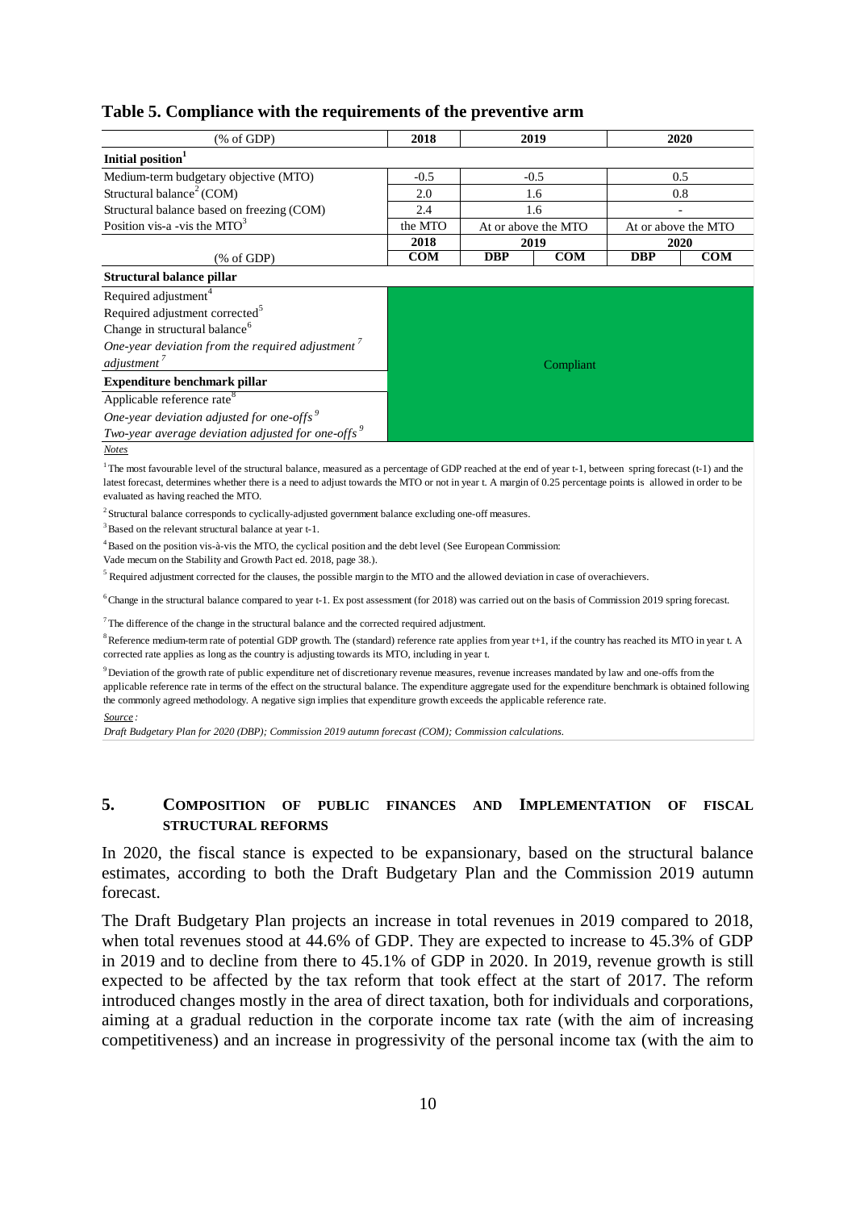## Table 5. Compliance with the requirements of the preventive arm

| (% of GDP) | 2018 | 2019 | | 2020 | |
|---|---|---|---|---|---|
| **Initial position**[1] | | | | | |
| Medium-term budgetary objective (MTO) | -0.5 | -0.5 | | 0.5 | |
| Structural balance[2] (COM) | 2.0 | 1.6 | | 0.8 | |
| Structural balance based on freezing (COM) | 2.4 | 1.6 | | - | |
| Position vis-a -vis the MTO[3] | the MTO | At or above the MTO | | At or above the MTO | |
| | **2018** | **2019** | | **2020** | |
| (% of GDP) | **COM** | **DBP** | **COM** | **DBP** | **COM** |
| **Structural balance pillar** | | | | | |
| Required adjustment[4] | Compliant | | | | |
| Required adjustment corrected[5] | | | | | |
| Change in structural balance[6] | | | | | |
| *One-year deviation from the required adjustment*[7] | | | | | |
| *adjustment*[7] | | | | | |
| **Expenditure benchmark pillar** | | | | | |
| Applicable reference rate[8] | | | | | |
| *One-year deviation adjusted for one-offs*[9] | | | | | |
| *Two-year average deviation adjusted for one-offs*[9] | | | | | |

*Notes*

[1] The most favourable level of the structural balance, measured as a percentage of GDP reached at the end of year t-1, between spring forecast (t-1) and the latest forecast, determines whether there is a need to adjust towards the MTO or not in year t. A margin of 0.25 percentage points is allowed in order to be evaluated as having reached the MTO.

[2] Structural balance corresponds to cyclically-adjusted government balance excluding one-off measures.

[3] Based on the relevant structural balance at year t-1.

[4] Based on the position vis-à-vis the MTO, the cyclical position and the debt level (See European Commission: Vade mecum on the Stability and Growth Pact ed. 2018, page 38.).

[5] Required adjustment corrected for the clauses, the possible margin to the MTO and the allowed deviation in case of overachievers.

[6] Change in the structural balance compared to year t-1. Ex post assessment (for 2018) was carried out on the basis of Commission 2019 spring forecast.

[7] The difference of the change in the structural balance and the corrected required adjustment.

[8] Reference medium-term rate of potential GDP growth. The (standard) reference rate applies from year t+1, if the country has reached its MTO in year t. A corrected rate applies as long as the country is adjusting towards its MTO, including in year t.

[9] Deviation of the growth rate of public expenditure net of discretionary revenue measures, revenue increases mandated by law and one-offs from the applicable reference rate in terms of the effect on the structural balance. The expenditure aggregate used for the expenditure benchmark is obtained following the commonly agreed methodology. A negative sign implies that expenditure growth exceeds the applicable reference rate.

*Source:*

*Draft Budgetary Plan for 2020 (DBP); Commission 2019 autumn forecast (COM); Commission calculations.*

## 5. Composition of Public Finances and Implementation of Fiscal Structural Reforms

In 2020, the fiscal stance is expected to be expansionary, based on the structural balance estimates, according to both the Draft Budgetary Plan and the Commission 2019 autumn forecast.

The Draft Budgetary Plan projects an increase in total revenues in 2019 compared to 2018, when total revenues stood at 44.6% of GDP. They are expected to increase to 45.3% of GDP in 2019 and to decline from there to 45.1% of GDP in 2020. In 2019, revenue growth is still expected to be affected by the tax reform that took effect at the start of 2017. The reform introduced changes mostly in the area of direct taxation, both for individuals and corporations, aiming at a gradual reduction in the corporate income tax rate (with the aim of increasing competitiveness) and an increase in progressivity of the personal income tax (with the aim to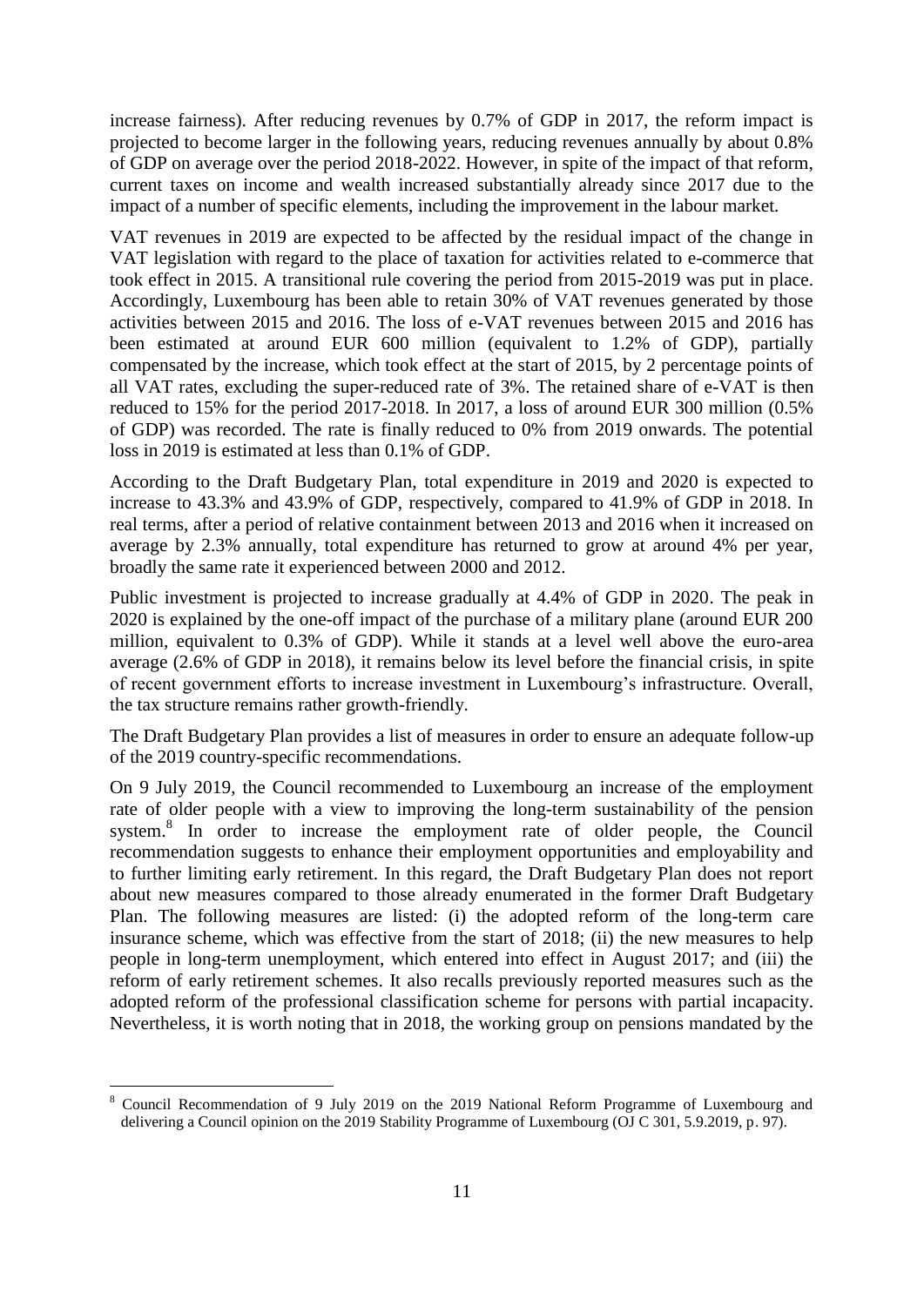increase fairness). After reducing revenues by 0.7% of GDP in 2017, the reform impact is projected to become larger in the following years, reducing revenues annually by about 0.8% of GDP on average over the period 2018-2022. However, in spite of the impact of that reform, current taxes on income and wealth increased substantially already since 2017 due to the impact of a number of specific elements, including the improvement in the labour market.

VAT revenues in 2019 are expected to be affected by the residual impact of the change in VAT legislation with regard to the place of taxation for activities related to e-commerce that took effect in 2015. A transitional rule covering the period from 2015-2019 was put in place. Accordingly, Luxembourg has been able to retain 30% of VAT revenues generated by those activities between 2015 and 2016. The loss of e-VAT revenues between 2015 and 2016 has been estimated at around EUR 600 million (equivalent to 1.2% of GDP), partially compensated by the increase, which took effect at the start of 2015, by 2 percentage points of all VAT rates, excluding the super-reduced rate of 3%. The retained share of e-VAT is then reduced to 15% for the period 2017-2018. In 2017, a loss of around EUR 300 million (0.5% of GDP) was recorded. The rate is finally reduced to 0% from 2019 onwards. The potential loss in 2019 is estimated at less than 0.1% of GDP.

According to the Draft Budgetary Plan, total expenditure in 2019 and 2020 is expected to increase to 43.3% and 43.9% of GDP, respectively, compared to 41.9% of GDP in 2018. In real terms, after a period of relative containment between 2013 and 2016 when it increased on average by 2.3% annually, total expenditure has returned to grow at around 4% per year, broadly the same rate it experienced between 2000 and 2012.

Public investment is projected to increase gradually at 4.4% of GDP in 2020. The peak in 2020 is explained by the one-off impact of the purchase of a military plane (around EUR 200 million, equivalent to 0.3% of GDP). While it stands at a level well above the euro-area average (2.6% of GDP in 2018), it remains below its level before the financial crisis, in spite of recent government efforts to increase investment in Luxembourg's infrastructure. Overall, the tax structure remains rather growth-friendly.

The Draft Budgetary Plan provides a list of measures in order to ensure an adequate follow-up of the 2019 country-specific recommendations.

On 9 July 2019, the Council recommended to Luxembourg an increase of the employment rate of older people with a view to improving the long-term sustainability of the pension system.[8] In order to increase the employment rate of older people, the Council recommendation suggests to enhance their employment opportunities and employability and to further limiting early retirement. In this regard, the Draft Budgetary Plan does not report about new measures compared to those already enumerated in the former Draft Budgetary Plan. The following measures are listed: (i) the adopted reform of the long-term care insurance scheme, which was effective from the start of 2018; (ii) the new measures to help people in long-term unemployment, which entered into effect in August 2017; and (iii) the reform of early retirement schemes. It also recalls previously reported measures such as the adopted reform of the professional classification scheme for persons with partial incapacity. Nevertheless, it is worth noting that in 2018, the working group on pensions mandated by the

[8] Council Recommendation of 9 July 2019 on the 2019 National Reform Programme of Luxembourg and delivering a Council opinion on the 2019 Stability Programme of Luxembourg (OJ C 301, 5.9.2019, p. 97).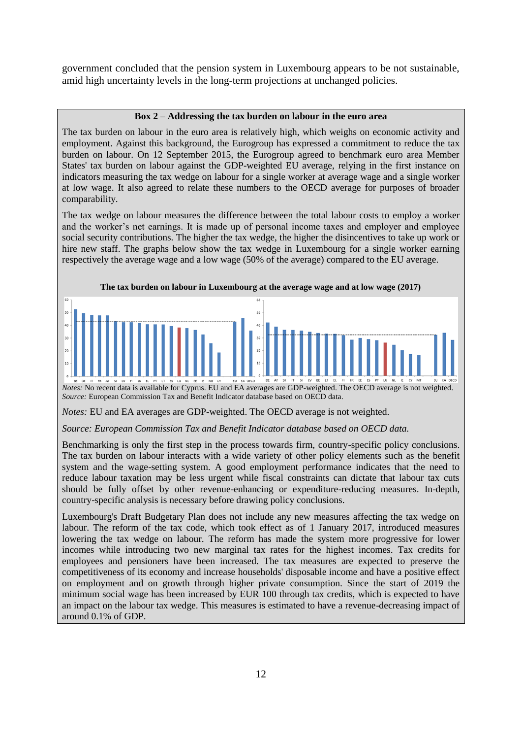government concluded that the pension system in Luxembourg appears to be not sustainable, amid high uncertainty levels in the long-term projections at unchanged policies.

**Box 2 – Addressing the tax burden on labour in the euro area**

The tax burden on labour in the euro area is relatively high, which weighs on economic activity and employment. Against this background, the Eurogroup has expressed a commitment to reduce the tax burden on labour. On 12 September 2015, the Eurogroup agreed to benchmark euro area Member States' tax burden on labour against the GDP-weighted EU average, relying in the first instance on indicators measuring the tax wedge on labour for a single worker at average wage and a single worker at low wage. It also agreed to relate these numbers to the OECD average for purposes of broader comparability.

The tax wedge on labour measures the difference between the total labour costs to employ a worker and the worker's net earnings. It is made up of personal income taxes and employer and employee social security contributions. The higher the tax wedge, the higher the disincentives to take up work or hire new staff. The graphs below show the tax wedge in Luxembourg for a single worker earning respectively the average wage and a low wage (50% of the average) compared to the EU average.

**The tax burden on labour in Luxembourg at the average wage and at low wage (2017)**

*Notes:* No recent data is available for Cyprus. EU and EA averages are GDP-weighted. The OECD average is not weighted.
*Source:* European Commission Tax and Benefit Indicator database based on OECD data.

*Notes:* EU and EA averages are GDP-weighted. The OECD average is not weighted.

*Source: European Commission Tax and Benefit Indicator database based on OECD data.*

Benchmarking is only the first step in the process towards firm, country-specific policy conclusions. The tax burden on labour interacts with a wide variety of other policy elements such as the benefit system and the wage-setting system. A good employment performance indicates that the need to reduce labour taxation may be less urgent while fiscal constraints can dictate that labour tax cuts should be fully offset by other revenue-enhancing or expenditure-reducing measures. In-depth, country-specific analysis is necessary before drawing policy conclusions.

Luxembourg's Draft Budgetary Plan does not include any new measures affecting the tax wedge on labour. The reform of the tax code, which took effect as of 1 January 2017, introduced measures lowering the tax wedge on labour. The reform has made the system more progressive for lower incomes while introducing two new marginal tax rates for the highest incomes. Tax credits for employees and pensioners have been increased. The tax measures are expected to preserve the competitiveness of its economy and increase households' disposable income and have a positive effect on employment and on growth through higher private consumption. Since the start of 2019 the minimum social wage has been increased by EUR 100 through tax credits, which is expected to have an impact on the labour tax wedge. This measures is estimated to have a revenue-decreasing impact of around 0.1% of GDP.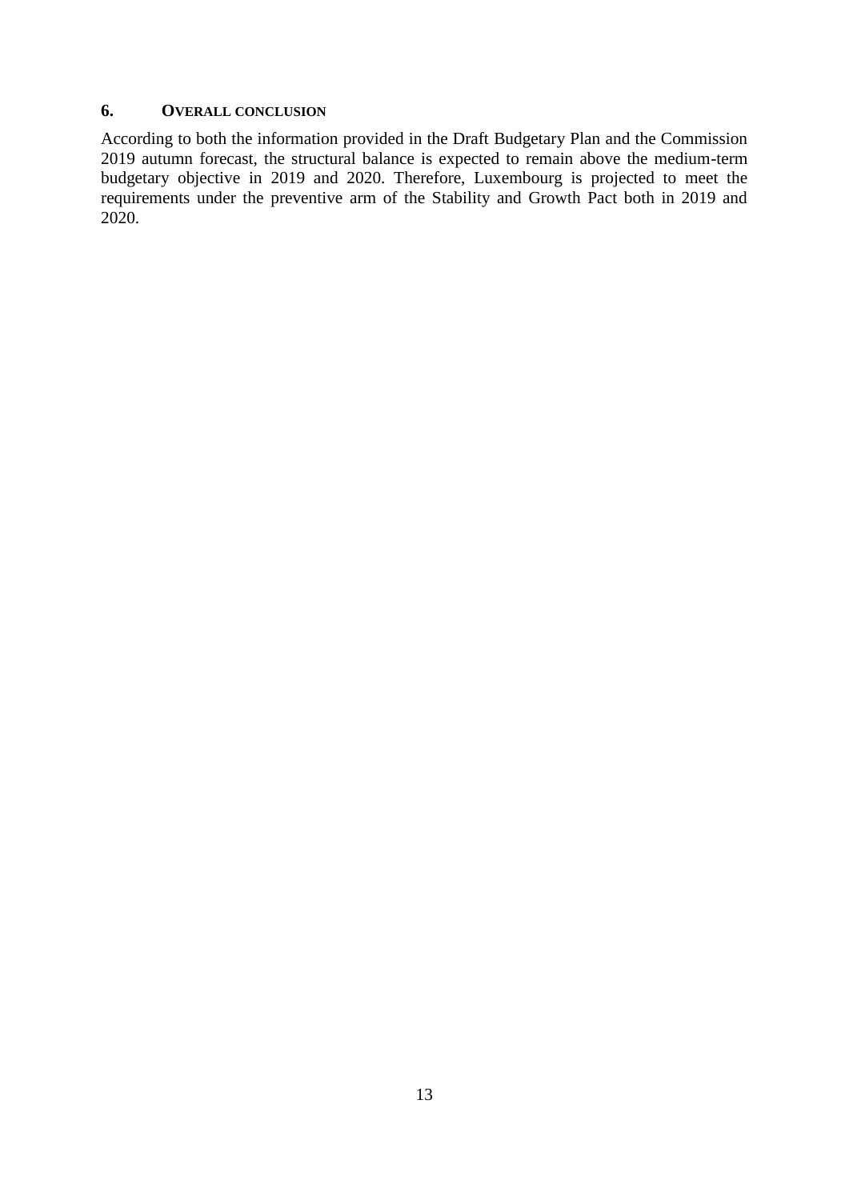## 6. OVERALL CONCLUSION

According to both the information provided in the Draft Budgetary Plan and the Commission 2019 autumn forecast, the structural balance is expected to remain above the medium-term budgetary objective in 2019 and 2020. Therefore, Luxembourg is projected to meet the requirements under the preventive arm of the Stability and Growth Pact both in 2019 and 2020.